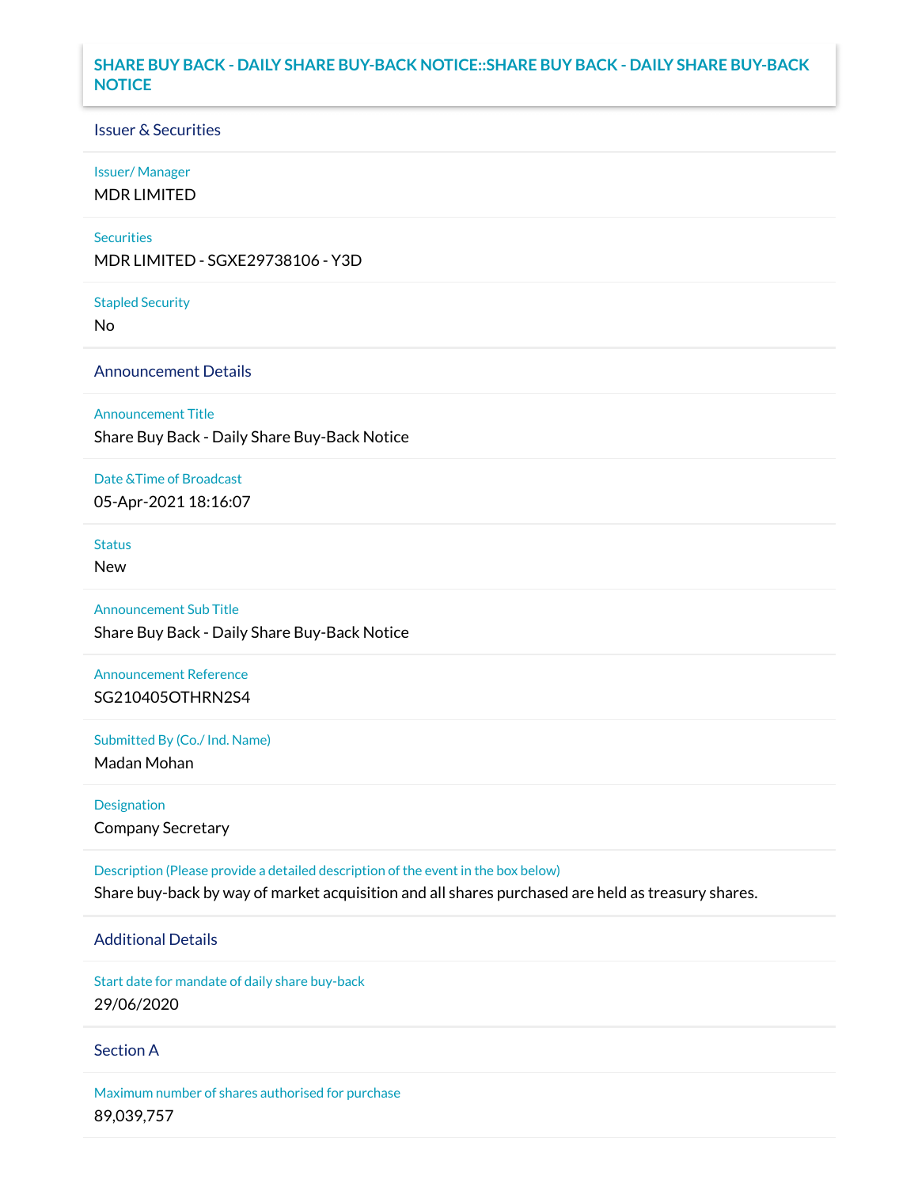# SHARE BUY BACK - DAILY SHARE BUY-BACK NOTICE::SHARE BUY BACK - DAILY SHARE BUY-BACK NOTICE

## Issuer & Securities

**Issuer/ Manager**

MDR LIMITED

**Securities**

MDR LIMITED - SGXE29738106 - Y3D

**Stapled Security**

No

## Announcement Details

**Announcement Title**

Share Buy Back - Daily Share Buy-Back Notice

**Date &Time of Broadcast**

05-Apr-2021 18:16:07

**Status**

New

**Announcement Sub Title**

Share Buy Back - Daily Share Buy-Back Notice

**Announcement Reference**

SG210405OTHRN2S4

**Submitted By (Co./ Ind. Name)**

Madan Mohan

**Designation**

Company Secretary

**Description (Please provide a detailed description of the event in the box below)**

Share buy-back by way of market acquisition and all shares purchased are held as treasury shares.

## Additional Details

**Start date for mandate of daily share buy-back**

29/06/2020

## Section A

**Maximum number of shares authorised for purchase**

89,039,757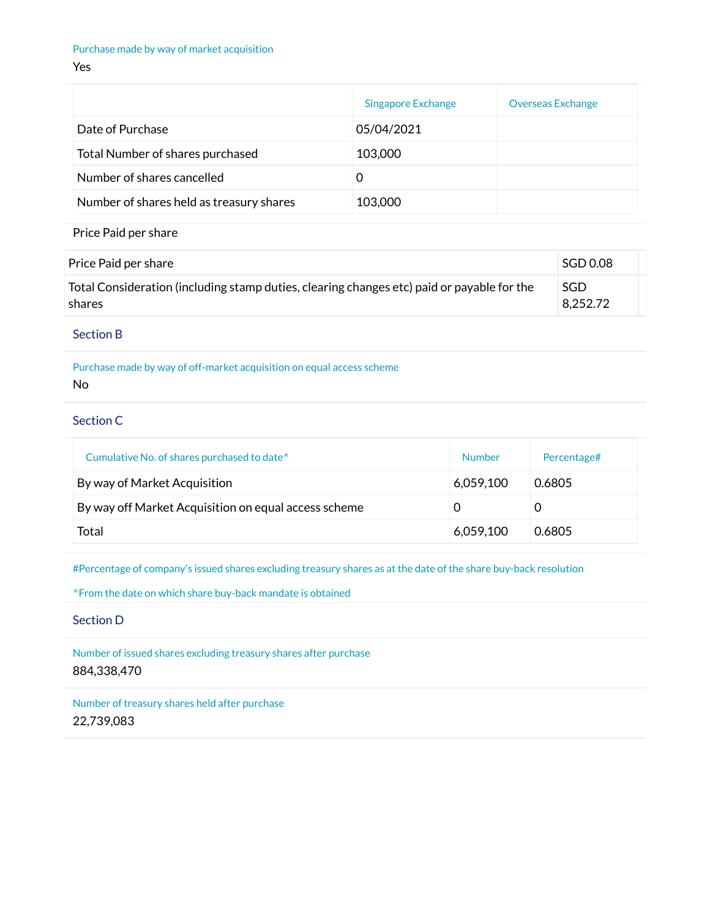Purchase made by way of market acquisition

Yes

| | Singapore Exchange | Overseas Exchange |
|---|---|---|
| Date of Purchase | 05/04/2021 | |
| Total Number of shares purchased | 103,000 | |
| Number of shares cancelled | 0 | |
| Number of shares held as treasury shares | 103,000 | |

Price Paid per share

| | |
|---|---|
| Price Paid per share | SGD 0.08 |
| Total Consideration (including stamp duties, clearing changes etc) paid or payable for the shares | SGD 8,252.72 |

## Section B

Purchase made by way of off-market acquisition on equal access scheme

No

## Section C

| Cumulative No. of shares purchased to date^ | Number | Percentage# |
|---|---|---|
| By way of Market Acquisition | 6,059,100 | 0.6805 |
| By way off Market Acquisition on equal access scheme | 0 | 0 |
| Total | 6,059,100 | 0.6805 |

#Percentage of company's issued shares excluding treasury shares as at the date of the share buy-back resolution

^From the date on which share buy-back mandate is obtained

## Section D

Number of issued shares excluding treasury shares after purchase

884,338,470

Number of treasury shares held after purchase

22,739,083